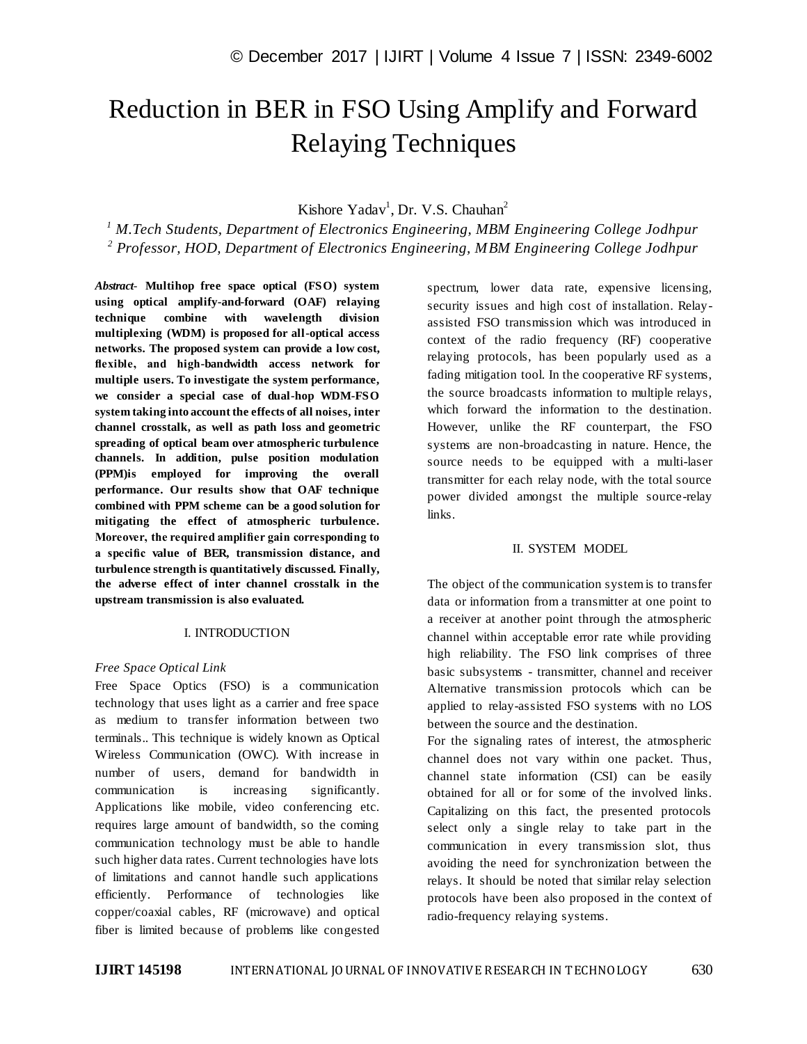# Reduction in BER in FSO Using Amplify and Forward Relaying Techniques

Kishore Yadav[1], Dr. V.S. Chauhan[2]

[1] *M.Tech Students, Department of Electronics Engineering, MBM Engineering College Jodhpur*
[2] *Professor, HOD, Department of Electronics Engineering, MBM Engineering College Jodhpur*

***Abstract-*** **Multihop free space optical (FSO) system using optical amplify-and-forward (OAF) relaying technique combine with wavelength division multiplexing (WDM) is proposed for all-optical access networks. The proposed system can provide a low cost, flexible, and high-bandwidth access network for multiple users. To investigate the system performance, we consider a special case of dual-hop WDM-FSO system taking into account the effects of all noises, inter channel crosstalk, as well as path loss and geometric spreading of optical beam over atmospheric turbulence channels. In addition, pulse position modulation (PPM)is employed for improving the overall performance. Our results show that OAF technique combined with PPM scheme can be a good solution for mitigating the effect of atmospheric turbulence. Moreover, the required amplifier gain corresponding to a specific value of BER, transmission distance, and turbulence strength is quantitatively discussed. Finally, the adverse effect of inter channel crosstalk in the upstream transmission is also evaluated.**

## I. INTRODUCTION

### *Free Space Optical Link*

Free Space Optics (FSO) is a communication technology that uses light as a carrier and free space as medium to transfer information between two terminals.. This technique is widely known as Optical Wireless Communication (OWC). With increase in number of users, demand for bandwidth in communication is increasing significantly. Applications like mobile, video conferencing etc. requires large amount of bandwidth, so the coming communication technology must be able to handle such higher data rates. Current technologies have lots of limitations and cannot handle such applications efficiently. Performance of technologies like copper/coaxial cables, RF (microwave) and optical fiber is limited because of problems like congested spectrum, lower data rate, expensive licensing, security issues and high cost of installation. Relay-assisted FSO transmission which was introduced in context of the radio frequency (RF) cooperative relaying protocols, has been popularly used as a fading mitigation tool. In the cooperative RF systems, the source broadcasts information to multiple relays, which forward the information to the destination. However, unlike the RF counterpart, the FSO systems are non-broadcasting in nature. Hence, the source needs to be equipped with a multi-laser transmitter for each relay node, with the total source power divided amongst the multiple source-relay links.

## II. SYSTEM MODEL

The object of the communication system is to transfer data or information from a transmitter at one point to a receiver at another point through the atmospheric channel within acceptable error rate while providing high reliability. The FSO link comprises of three basic subsystems - transmitter, channel and receiver Alternative transmission protocols which can be applied to relay-assisted FSO systems with no LOS between the source and the destination.

For the signaling rates of interest, the atmospheric channel does not vary within one packet. Thus, channel state information (CSI) can be easily obtained for all or for some of the involved links. Capitalizing on this fact, the presented protocols select only a single relay to take part in the communication in every transmission slot, thus avoiding the need for synchronization between the relays. It should be noted that similar relay selection protocols have been also proposed in the context of radio-frequency relaying systems.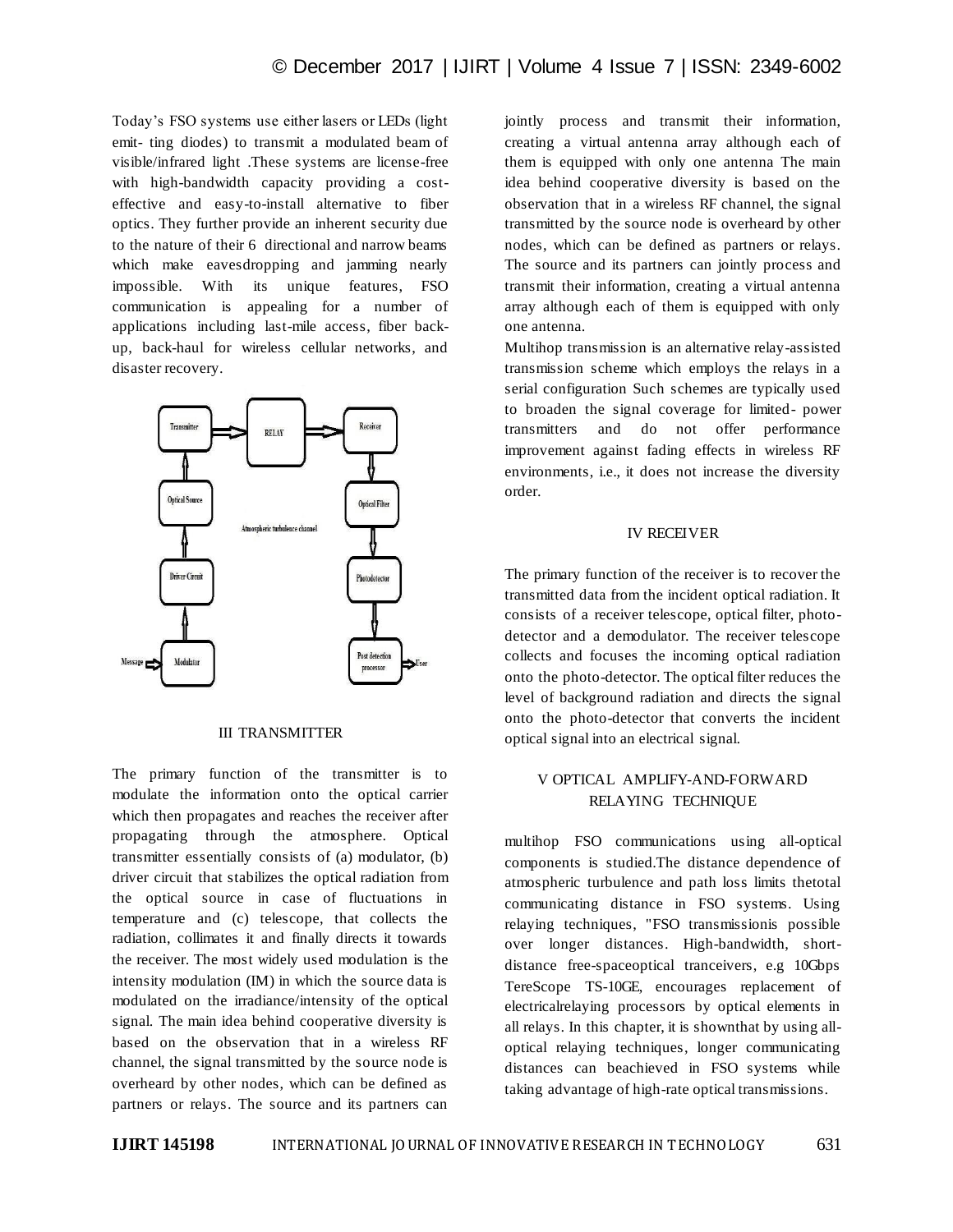Today's FSO systems use either lasers or LEDs (light emit- ting diodes) to transmit a modulated beam of visible/infrared light .These systems are license-free with high-bandwidth capacity providing a cost-effective and easy-to-install alternative to fiber optics. They further provide an inherent security due to the nature of their 6 directional and narrow beams which make eavesdropping and jamming nearly impossible. With its unique features, FSO communication is appealing for a number of applications including last-mile access, fiber back-up, back-haul for wireless cellular networks, and disaster recovery.

## III TRANSMITTER

The primary function of the transmitter is to modulate the information onto the optical carrier which then propagates and reaches the receiver after propagating through the atmosphere. Optical transmitter essentially consists of (a) modulator, (b) driver circuit that stabilizes the optical radiation from the optical source in case of fluctuations in temperature and (c) telescope, that collects the radiation, collimates it and finally directs it towards the receiver. The most widely used modulation is the intensity modulation (IM) in which the source data is modulated on the irradiance/intensity of the optical signal. The main idea behind cooperative diversity is based on the observation that in a wireless RF channel, the signal transmitted by the source node is overheard by other nodes, which can be defined as partners or relays. The source and its partners can jointly process and transmit their information, creating a virtual antenna array although each of them is equipped with only one antenna The main idea behind cooperative diversity is based on the observation that in a wireless RF channel, the signal transmitted by the source node is overheard by other nodes, which can be defined as partners or relays. The source and its partners can jointly process and transmit their information, creating a virtual antenna array although each of them is equipped with only one antenna.

Multihop transmission is an alternative relay-assisted transmission scheme which employs the relays in a serial configuration Such schemes are typically used to broaden the signal coverage for limited- power transmitters and do not offer performance improvement against fading effects in wireless RF environments, i.e., it does not increase the diversity order.

## IV RECEIVER

The primary function of the receiver is to recover the transmitted data from the incident optical radiation. It consists of a receiver telescope, optical filter, photo-detector and a demodulator. The receiver telescope collects and focuses the incoming optical radiation onto the photo-detector. The optical filter reduces the level of background radiation and directs the signal onto the photo-detector that converts the incident optical signal into an electrical signal.

## V OPTICAL AMPLIFY-AND-FORWARD RELAYING TECHNIQUE

multihop FSO communications using all-optical components is studied.The distance dependence of atmospheric turbulence and path loss limits thetotal communicating distance in FSO systems. Using relaying techniques, "FSO transmissionis possible over longer distances. High-bandwidth, short-distance free-spaceoptical tranceivers, e.g 10Gbps TereScope TS-10GE, encourages replacement of electricalrelaying processors by optical elements in all relays. In this chapter, it is shownthat by using all-optical relaying techniques, longer communicating distances can beachieved in FSO systems while taking advantage of high-rate optical transmissions.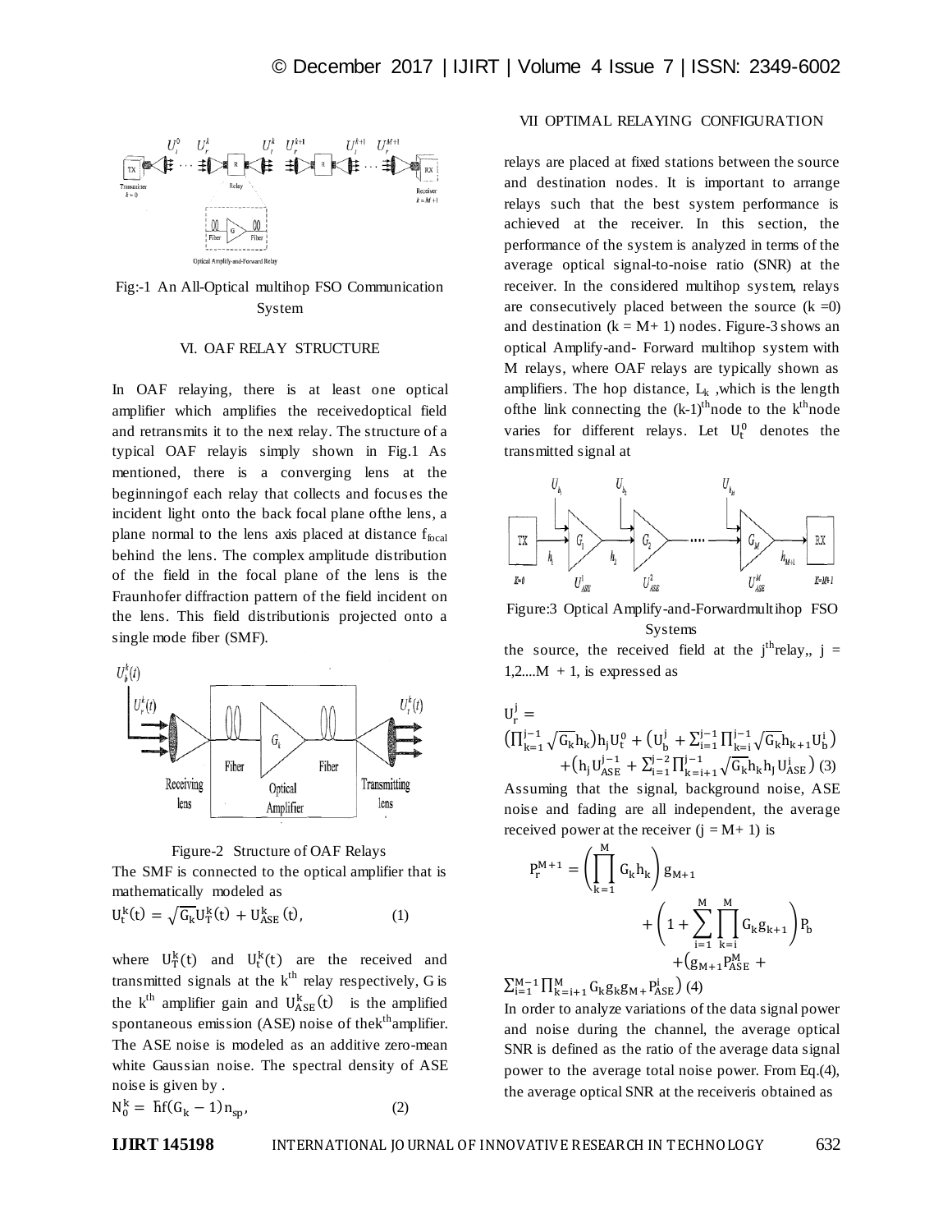Fig:-1 An All-Optical multihop FSO Communication System

## VI. OAF RELAY STRUCTURE

In OAF relaying, there is at least one optical amplifier which amplifies the receivedoptical field and retransmits it to the next relay. The structure of a typical OAF relayis simply shown in Fig.1 As mentioned, there is a converging lens at the beginningof each relay that collects and focuses the incident light onto the back focal plane ofthe lens, a plane normal to the lens axis placed at distance $f_{focal}$ behind the lens. The complex amplitude distribution of the field in the focal plane of the lens is the Fraunhofer diffraction pattern of the field incident on the lens. This field distributionis projected onto a single mode fiber (SMF).

Figure-2 Structure of OAF Relays

The SMF is connected to the optical amplifier that is mathematically modeled as

$$U_t^k(t) = \sqrt{G_k} U_T^k(t) + U_{ASE}^k(t), \qquad (1)$$

where $U_T^k(t)$ and $U_t^k(t)$ are the received and transmitted signals at the k[th] relay respectively, G is the k[th] amplifier gain and $U_{ASE}^k(t)$ is the amplified spontaneous emission (ASE) noise of thek[th]amplifier. The ASE noise is modeled as an additive zero-mean white Gaussian noise. The spectral density of ASE noise is given by .

$$N_0^k = \hbar f(G_k - 1) n_{sp}, \qquad (2)$$

## VII OPTIMAL RELAYING CONFIGURATION

relays are placed at fixed stations between the source and destination nodes. It is important to arrange relays such that the best system performance is achieved at the receiver. In this section, the performance of the system is analyzed in terms of the average optical signal-to-noise ratio (SNR) at the receiver. In the considered multihop system, relays are consecutively placed between the source (k =0) and destination (k = M+ 1) nodes. Figure-3 shows an optical Amplify-and- Forward multihop system with M relays, where OAF relays are typically shown as amplifiers. The hop distance, $L_k$ ,which is the length ofthe link connecting the (k-1)[th]node to the k[th]node varies for different relays. Let $U_t^0$ denotes the transmitted signal at

Figure:3 Optical Amplify-and-Forwardmultihop FSO Systems

the source, the received field at the j[th]relay,, j = 1,2....M + 1, is expressed as

$$U_r^j = \left(\prod_{k=1}^{j-1} \sqrt{G_k} h_k\right) h_j U_t^0 + \left(U_b^j + \sum_{i=1}^{j-1} \prod_{k=i}^{j-1} \sqrt{G_k} h_{k+1} U_b^i\right) + \left(h_j U_{ASE}^{j-1} + \sum_{i=1}^{j-2} \prod_{k=i+1}^{j-1} \sqrt{G_k} h_k h_j U_{ASE}^i\right) \quad (3)$$

Assuming that the signal, background noise, ASE noise and fading are all independent, the average received power at the receiver (j = M+ 1) is

$$P_r^{M+1} = \left(\prod_{k=1}^{M} G_k h_k\right) g_{M+1} + \left(1 + \sum_{i=1}^{M} \prod_{k=i}^{M} G_k g_{k+1}\right) P_b + \left(g_{M+1} P_{ASE}^M + \sum_{i=1}^{M-1} \prod_{k=i+1}^{M} G_k g_k g_{M+1} P_{ASE}^i\right) \quad (4)$$

In order to analyze variations of the data signal power and noise during the channel, the average optical SNR is defined as the ratio of the average data signal power to the average total noise power. From Eq.(4), the average optical SNR at the receiveris obtained as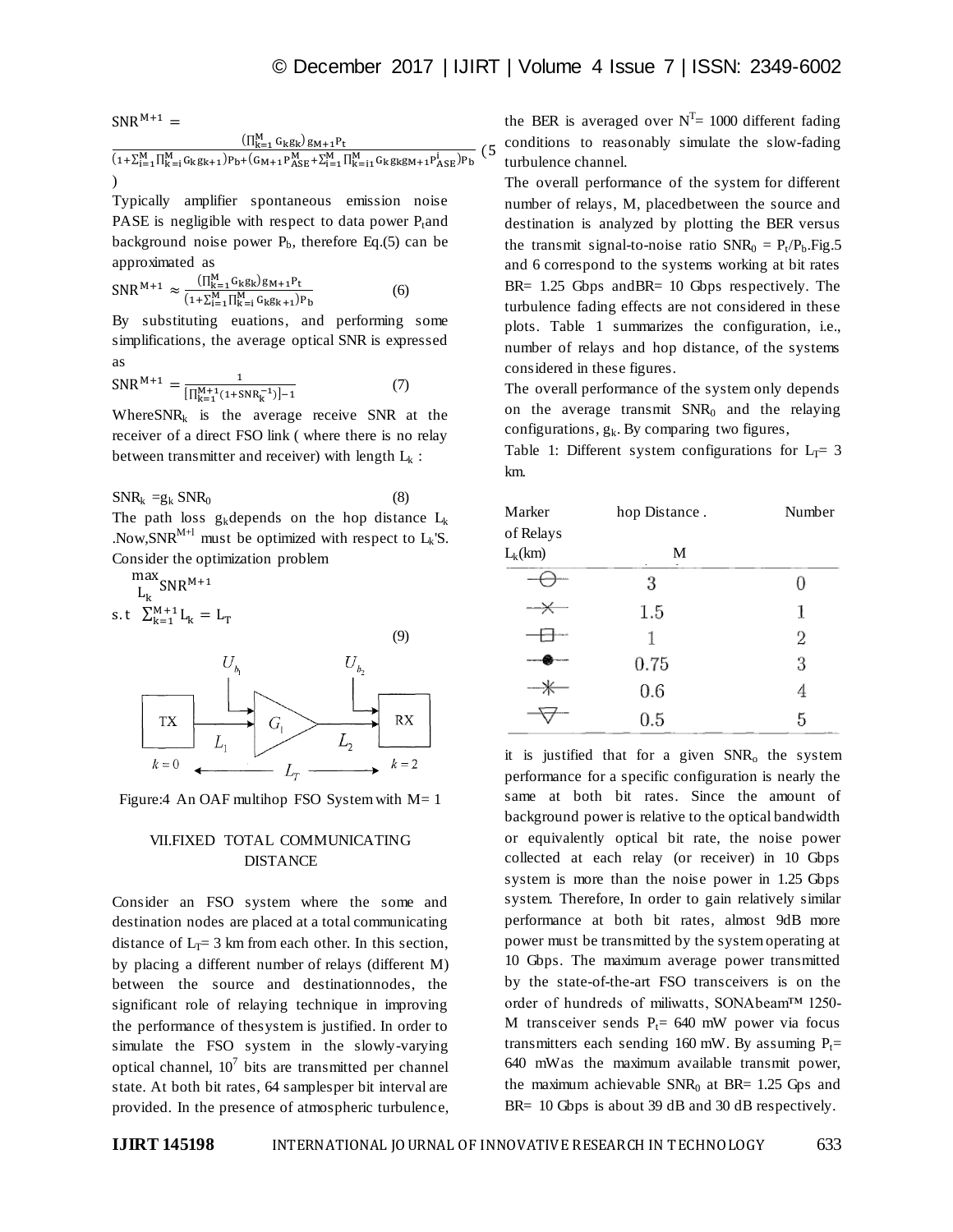$$\mathrm{SNR}^{M+1} = \frac{\left(\prod_{k=1}^{M} G_k g_k\right) g_{M+1} P_t}{\left(1+\sum_{i=1}^{M}\prod_{k=i}^{M} G_k g_{k+1}\right) P_b + \left(G_{M+1} P_{ASE}^{M} + \sum_{i=1}^{M}\prod_{k=i1}^{M} G_k g_k g_{M+1} P_{ASE}^{i}\right) P_b} \quad (5)$$

Typically amplifier spontaneous emission noise PASE is negligible with respect to data power $P_t$ and background noise power $P_b$, therefore Eq.(5) can be approximated as

$$\mathrm{SNR}^{M+1} \approx \frac{\left(\prod_{k=1}^{M} G_k g_k\right) g_{M+1} P_t}{\left(1+\sum_{i=1}^{M}\prod_{k=i}^{M} G_k g_{k+1}\right) P_b} \quad (6)$$

By substituting euations, and performing some simplifications, the average optical SNR is expressed as

$$\mathrm{SNR}^{M+1} = \frac{1}{\left[\prod_{k=1}^{M+1}\left(1+\mathrm{SNR}_k^{-1}\right)\right]-1} \quad (7)$$

Where $\mathrm{SNR}_k$ is the average receive SNR at the receiver of a direct FSO link ( where there is no relay between transmitter and receiver) with length $L_k$ :

$$\mathrm{SNR}_k = g_k\, \mathrm{SNR}_0 \quad (8)$$

The path loss $g_k$ depends on the hop distance $L_k$ .Now, $\mathrm{SNR}^{M+1}$ must be optimized with respect to $L_k$'S. Consider the optimization problem

$$\max_{L_k} \mathrm{SNR}^{M+1}$$
$$\text{s.t } \sum_{k=1}^{M+1} L_k = L_T \quad (9)$$

Figure:4 An OAF multihop FSO System with M= 1

## VII.FIXED TOTAL COMMUNICATING DISTANCE

Consider an FSO system where the some and destination nodes are placed at a total communicating distance of $L_T$= 3 km from each other. In this section, by placing a different number of relays (different M) between the source and destinationnodes, the significant role of relaying technique in improving the performance of thesystem is justified. In order to simulate the FSO system in the slowly-varying optical channel, $10^7$ bits are transmitted per channel state. At both bit rates, 64 samplesper bit interval are provided. In the presence of atmospheric turbulence, the BER is averaged over $N^T$= 1000 different fading conditions to reasonably simulate the slow-fading turbulence channel.

The overall performance of the system for different number of relays, M, placedbetween the source and destination is analyzed by plotting the BER versus the transmit signal-to-noise ratio $\mathrm{SNR}_0 = P_t/P_b$.Fig.5 and 6 correspond to the systems working at bit rates BR= 1.25 Gbps andBR= 10 Gbps respectively. The turbulence fading effects are not considered in these plots. Table 1 summarizes the configuration, i.e., number of relays and hop distance, of the systems considered in these figures.

The overall performance of the system only depends on the average transmit $\mathrm{SNR}_0$ and the relaying configurations, $g_k$. By comparing two figures,

Table 1: Different system configurations for $L_T$= 3 km.

| Marker | hop Distance . $L_k$(km) | Number of Relays M |
|---|---|---|
| —⊖— | 3 | 0 |
| —×— | 1.5 | 1 |
| —⊟— | 1 | 2 |
| —●— | 0.75 | 3 |
| —✳— | 0.6 | 4 |
| —▽— | 0.5 | 5 |

it is justified that for a given $\mathrm{SNR}_o$ the system performance for a specific configuration is nearly the same at both bit rates. Since the amount of background power is relative to the optical bandwidth or equivalently optical bit rate, the noise power collected at each relay (or receiver) in 10 Gbps system is more than the noise power in 1.25 Gbps system. Therefore, In order to gain relatively similar performance at both bit rates, almost 9dB more power must be transmitted by the system operating at 10 Gbps. The maximum average power transmitted by the state-of-the-art FSO transceivers is on the order of hundreds of miliwatts, SONAbeam™ 1250-M transceiver sends $P_t$= 640 mW power via focus transmitters each sending 160 mW. By assuming $P_t$= 640 mWas the maximum available transmit power, the maximum achievable $\mathrm{SNR}_0$ at BR= 1.25 Gps and BR= 10 Gbps is about 39 dB and 30 dB respectively.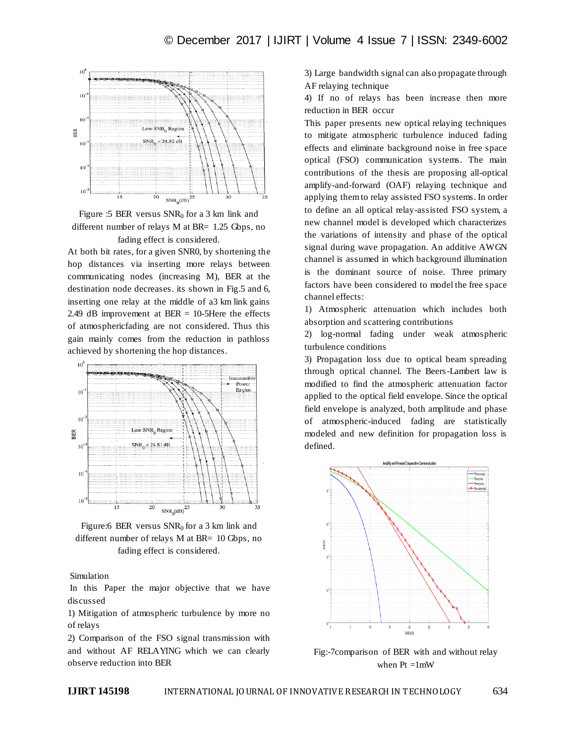Figure :5 BER versus $SNR_0$ for a 3 km link and different number of relays M at BR= 1.25 Gbps, no fading effect is considered.

At both bit rates, for a given SNR0, by shortening the hop distances via inserting more relays between communicating nodes (increasing M), BER at the destination node decreases. its shown in Fig.5 and 6, inserting one relay at the middle of a3 km link gains 2.49 dB improvement at BER = 10-5Here the effects of atmosphericfading are not considered. Thus this gain mainly comes from the reduction in pathloss achieved by shortening the hop distances.

Figure:6 BER versus $SNR_0$ for a 3 km link and different number of relays M at BR= 10 Gbps, no fading effect is considered.

Simulation

In this Paper the major objective that we have discussed

1) Mitigation of atmospheric turbulence by more no of relays
2) Comparison of the FSO signal transmission with and without AF RELAYING which we can clearly observe reduction into BER
3) Large bandwidth signal can also propagate through AF relaying technique
4) If no of relays has been increase then more reduction in BER occur

This paper presents new optical relaying techniques to mitigate atmospheric turbulence induced fading effects and eliminate background noise in free space optical (FSO) communication systems. The main contributions of the thesis are proposing all-optical amplify-and-forward (OAF) relaying technique and applying them to relay assisted FSO systems. In order to define an all optical relay-assisted FSO system, a new channel model is developed which characterizes the variations of intensity and phase of the optical signal during wave propagation. An additive AWGN channel is assumed in which background illumination is the dominant source of noise. Three primary factors have been considered to model the free space channel effects:

1) Atmospheric attenuation which includes both absorption and scattering contributions
2) log-normal fading under weak atmospheric turbulence conditions
3) Propagation loss due to optical beam spreading through optical channel. The Beers-Lambert law is modified to find the atmospheric attenuation factor applied to the optical field envelope. Since the optical field envelope is analyzed, both amplitude and phase of atmospheric-induced fading are statistically modeled and new definition for propagation loss is defined.

Fig:-7comparison of BER with and without relay when Pt =1mW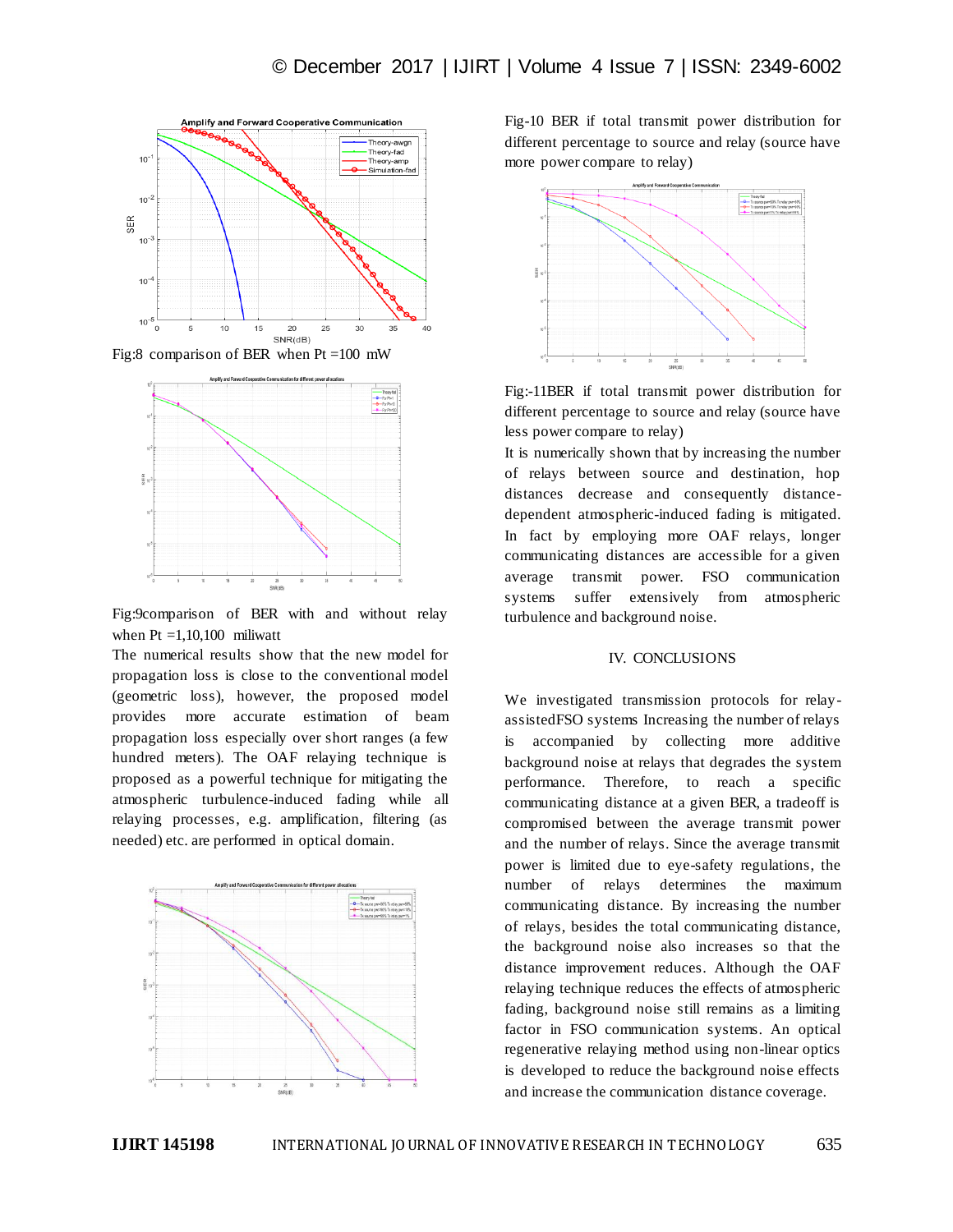Fig:8 comparison of BER when Pt =100 mW

Fig:9comparison of BER with and without relay when Pt =1,10,100 miliwatt

The numerical results show that the new model for propagation loss is close to the conventional model (geometric loss), however, the proposed model provides more accurate estimation of beam propagation loss especially over short ranges (a few hundred meters). The OAF relaying technique is proposed as a powerful technique for mitigating the atmospheric turbulence-induced fading while all relaying processes, e.g. amplification, filtering (as needed) etc. are performed in optical domain.

Fig-10 BER if total transmit power distribution for different percentage to source and relay (source have more power compare to relay)

Fig:-11BER if total transmit power distribution for different percentage to source and relay (source have less power compare to relay)

It is numerically shown that by increasing the number of relays between source and destination, hop distances decrease and consequently distance-dependent atmospheric-induced fading is mitigated. In fact by employing more OAF relays, longer communicating distances are accessible for a given average transmit power. FSO communication systems suffer extensively from atmospheric turbulence and background noise.

## IV. CONCLUSIONS

We investigated transmission protocols for relay-assistedFSO systems Increasing the number of relays is accompanied by collecting more additive background noise at relays that degrades the system performance. Therefore, to reach a specific communicating distance at a given BER, a tradeoff is compromised between the average transmit power and the number of relays. Since the average transmit power is limited due to eye-safety regulations, the number of relays determines the maximum communicating distance. By increasing the number of relays, besides the total communicating distance, the background noise also increases so that the distance improvement reduces. Although the OAF relaying technique reduces the effects of atmospheric fading, background noise still remains as a limiting factor in FSO communication systems. An optical regenerative relaying method using non-linear optics is developed to reduce the background noise effects and increase the communication distance coverage.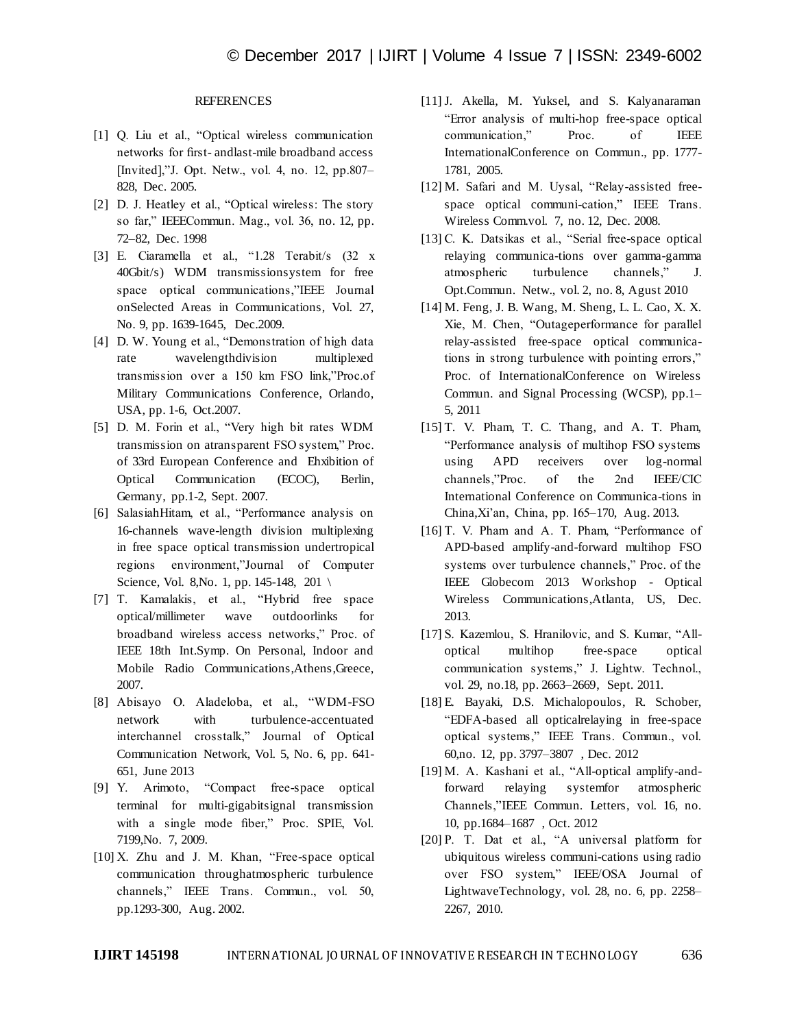## REFERENCES

[1] Q. Liu et al., "Optical wireless communication networks for first- andlast-mile broadband access [Invited],"J. Opt. Netw., vol. 4, no. 12, pp.807–828, Dec. 2005.

[2] D. J. Heatley et al., "Optical wireless: The story so far," IEEECommun. Mag., vol. 36, no. 12, pp. 72–82, Dec. 1998

[3] E. Ciaramella et al., "1.28 Terabit/s (32 x 40Gbit/s) WDM transmissionsystem for free space optical communications,"IEEE Journal onSelected Areas in Communications, Vol. 27, No. 9, pp. 1639-1645, Dec.2009.

[4] D. W. Young et al., "Demonstration of high data rate wavelengthdivision multiplexed transmission over a 150 km FSO link,"Proc.of Military Communications Conference, Orlando, USA, pp. 1-6, Oct.2007.

[5] D. M. Forin et al., "Very high bit rates WDM transmission on atransparent FSO system," Proc. of 33rd European Conference and Ehxibition of Optical Communication (ECOC), Berlin, Germany, pp.1-2, Sept. 2007.

[6] SalasiahHitam, et al., "Performance analysis on 16-channels wave-length division multiplexing in free space optical transmission undertropical regions environment,"Journal of Computer Science, Vol. 8,No. 1, pp. 145-148, 201 \

[7] T. Kamalakis, et al., "Hybrid free space optical/millimeter wave outdoorlinks for broadband wireless access networks," Proc. of IEEE 18th Int.Symp. On Personal, Indoor and Mobile Radio Communications,Athens,Greece, 2007.

[8] Abisayo O. Aladeloba, et al., "WDM-FSO network with turbulence-accentuated interchannel crosstalk," Journal of Optical Communication Network, Vol. 5, No. 6, pp. 641-651, June 2013

[9] Y. Arimoto, "Compact free-space optical terminal for multi-gigabitsignal transmission with a single mode fiber," Proc. SPIE, Vol. 7199,No. 7, 2009.

[10] X. Zhu and J. M. Khan, "Free-space optical communication throughatmospheric turbulence channels," IEEE Trans. Commun., vol. 50, pp.1293-300, Aug. 2002.

[11] J. Akella, M. Yuksel, and S. Kalyanaraman "Error analysis of multi-hop free-space optical communication," Proc. of IEEE InternationalConference on Commun., pp. 1777-1781, 2005.

[12] M. Safari and M. Uysal, "Relay-assisted free-space optical communi-cation," IEEE Trans. Wireless Comm.vol. 7, no. 12, Dec. 2008.

[13] C. K. Datsikas et al., "Serial free-space optical relaying communica-tions over gamma-gamma atmospheric turbulence channels," J. Opt.Commun. Netw., vol. 2, no. 8, Agust 2010

[14] M. Feng, J. B. Wang, M. Sheng, L. L. Cao, X. X. Xie, M. Chen, "Outageperformance for parallel relay-assisted free-space optical communica-tions in strong turbulence with pointing errors," Proc. of InternationalConference on Wireless Commun. and Signal Processing (WCSP), pp.1–5, 2011

[15] T. V. Pham, T. C. Thang, and A. T. Pham, "Performance analysis of multihop FSO systems using APD receivers over log-normal channels,"Proc. of the 2nd IEEE/CIC International Conference on Communica-tions in China,Xi'an, China, pp. 165–170, Aug. 2013.

[16] T. V. Pham and A. T. Pham, "Performance of APD-based amplify-and-forward multihop FSO systems over turbulence channels," Proc. of the IEEE Globecom 2013 Workshop - Optical Wireless Communications,Atlanta, US, Dec. 2013.

[17] S. Kazemlou, S. Hranilovic, and S. Kumar, "All-optical multihop free-space optical communication systems," J. Lightw. Technol., vol. 29, no.18, pp. 2663–2669, Sept. 2011.

[18] E. Bayaki, D.S. Michalopoulos, R. Schober, "EDFA-based all opticalrelaying in free-space optical systems," IEEE Trans. Commun., vol. 60,no. 12, pp. 3797–3807 , Dec. 2012

[19] M. A. Kashani et al., "All-optical amplify-and-forward relaying systemfor atmospheric Channels,"IEEE Commun. Letters, vol. 16, no. 10, pp.1684–1687 , Oct. 2012

[20] P. T. Dat et al., "A universal platform for ubiquitous wireless communi-cations using radio over FSO system," IEEE/OSA Journal of LightwaveTechnology, vol. 28, no. 6, pp. 2258–2267, 2010.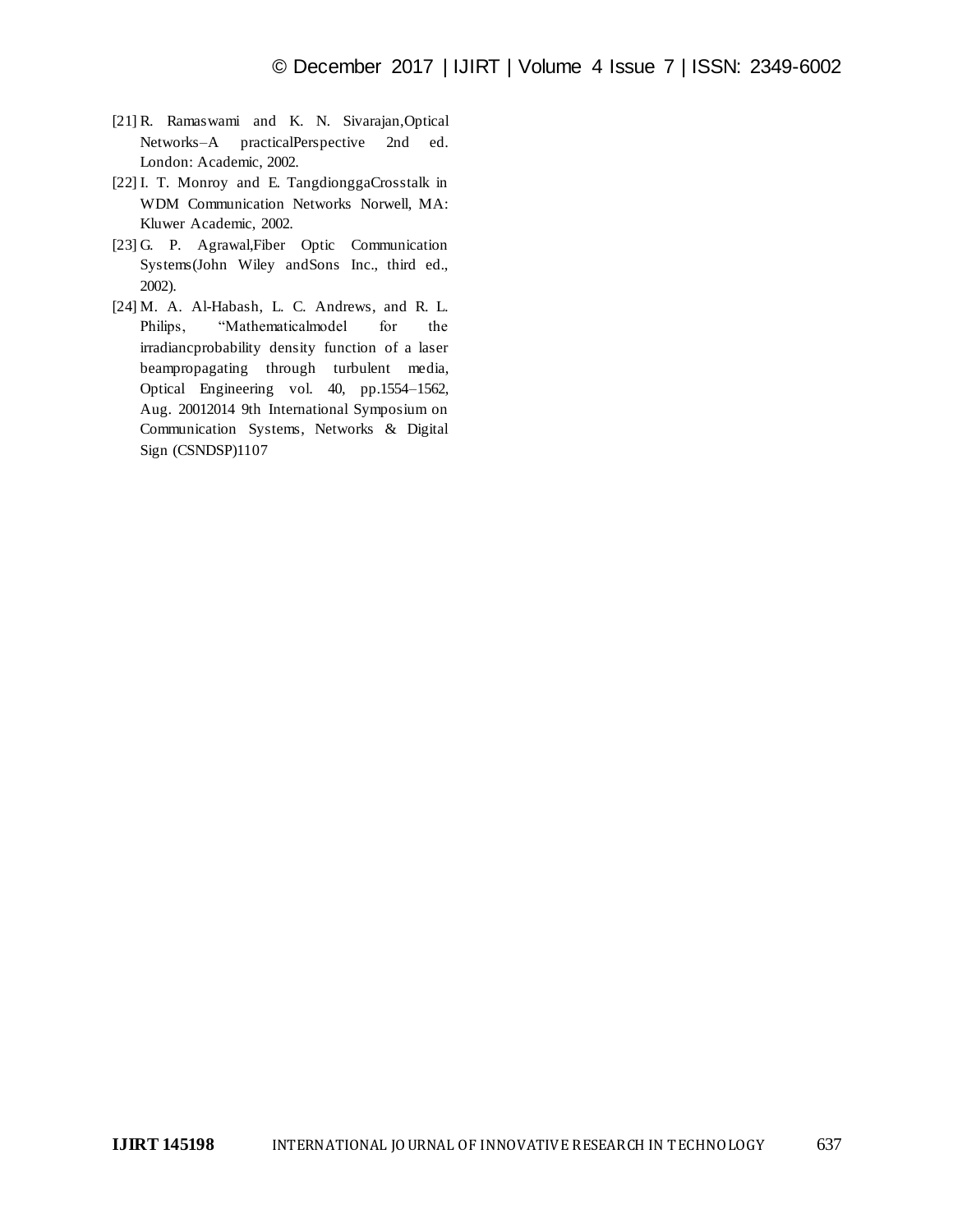[21] R. Ramaswami and K. N. Sivarajan,Optical Networks–A practicalPerspective 2nd ed. London: Academic, 2002.

[22] I. T. Monroy and E. TangdionggaCrosstalk in WDM Communication Networks Norwell, MA: Kluwer Academic, 2002.

[23] G. P. Agrawal,Fiber Optic Communication Systems(John Wiley andSons Inc., third ed., 2002).

[24] M. A. Al-Habash, L. C. Andrews, and R. L. Philips, "Mathematicalmodel for the irradiancprobability density function of a laser beampropagating through turbulent media, Optical Engineering vol. 40, pp.1554–1562, Aug. 20012014 9th International Symposium on Communication Systems, Networks & Digital Sign (CSNDSP)1107